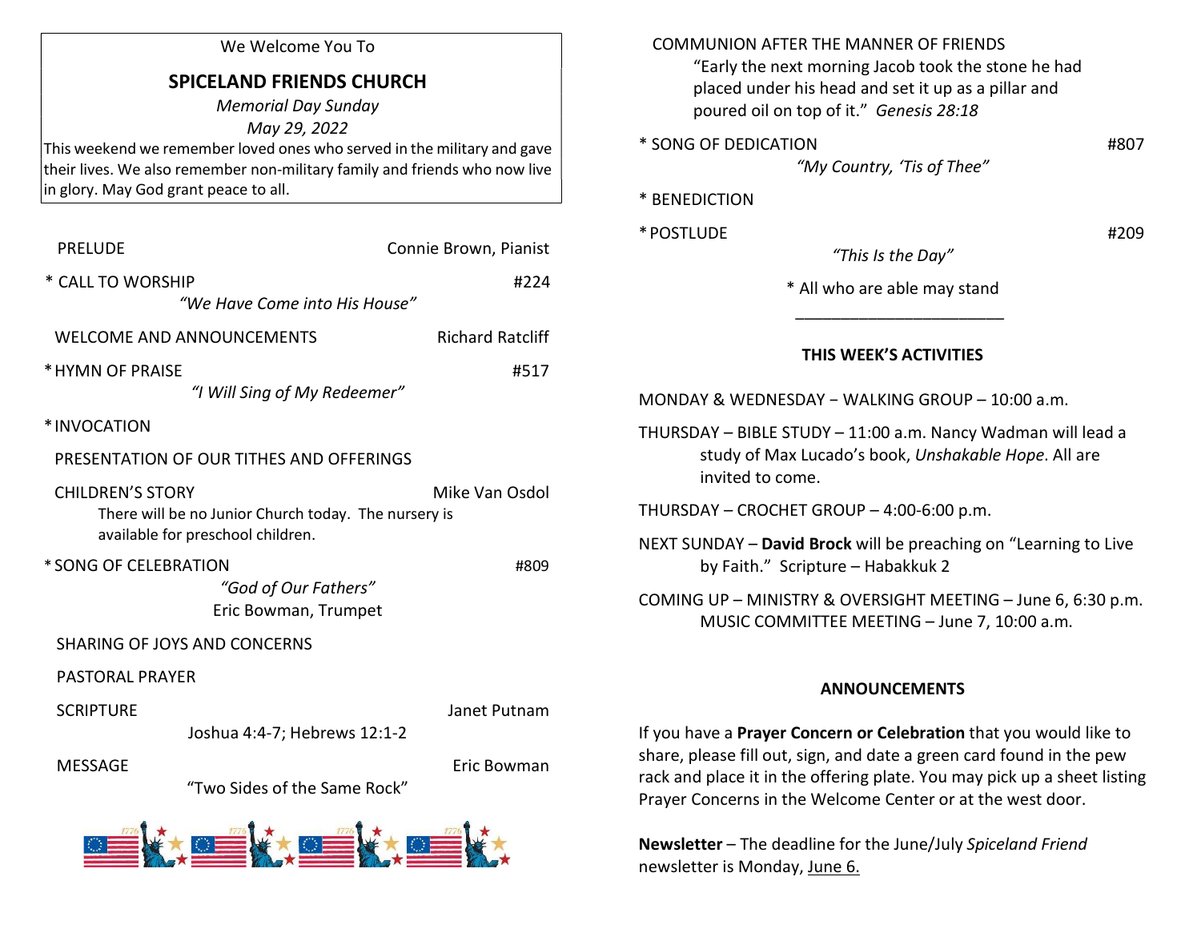We Welcome You To

# SPICELAND FRIENDS CHURCH

*Memorial Day Sunday*

*May 29, 2022*

This weekend we remember loved ones who served in the military and gave their lives. We also remember non-military family and friends who now live in glory. May God grant peace to all.

PRELUDE — Connie Brown, Pianist

* CALL TO WORSHIP — #224
*"We Have Come into His House"*

WELCOME AND ANNOUNCEMENTS — Richard Ratcliff

* HYMN OF PRAISE — #517
*"I Will Sing of My Redeemer"*

* INVOCATION

PRESENTATION OF OUR TITHES AND OFFERINGS

CHILDREN'S STORY — Mike Van Osdol
There will be no Junior Church today. The nursery is available for preschool children.

* SONG OF CELEBRATION — #809
*"God of Our Fathers"*
Eric Bowman, Trumpet

SHARING OF JOYS AND CONCERNS

PASTORAL PRAYER

SCRIPTURE — Janet Putnam
Joshua 4:4-7; Hebrews 12:1-2

MESSAGE — Eric Bowman
"Two Sides of the Same Rock"

COMMUNION AFTER THE MANNER OF FRIENDS
"Early the next morning Jacob took the stone he had placed under his head and set it up as a pillar and poured oil on top of it." *Genesis 28:18*

* SONG OF DEDICATION — #807
*"My Country, 'Tis of Thee"*

* BENEDICTION

* POSTLUDE — #209
*"This Is the Day"*

* All who are able may stand

---

## THIS WEEK'S ACTIVITIES

MONDAY & WEDNESDAY – WALKING GROUP – 10:00 a.m.

THURSDAY – BIBLE STUDY – 11:00 a.m. Nancy Wadman will lead a study of Max Lucado's book, *Unshakable Hope*. All are invited to come.

THURSDAY – CROCHET GROUP – 4:00-6:00 p.m.

NEXT SUNDAY – **David Brock** will be preaching on "Learning to Live by Faith." Scripture – Habakkuk 2

COMING UP – MINISTRY & OVERSIGHT MEETING – June 6, 6:30 p.m.
MUSIC COMMITTEE MEETING – June 7, 10:00 a.m.

## ANNOUNCEMENTS

If you have a **Prayer Concern or Celebration** that you would like to share, please fill out, sign, and date a green card found in the pew rack and place it in the offering plate. You may pick up a sheet listing Prayer Concerns in the Welcome Center or at the west door.

**Newsletter** – The deadline for the June/July *Spiceland Friend* newsletter is Monday, June 6.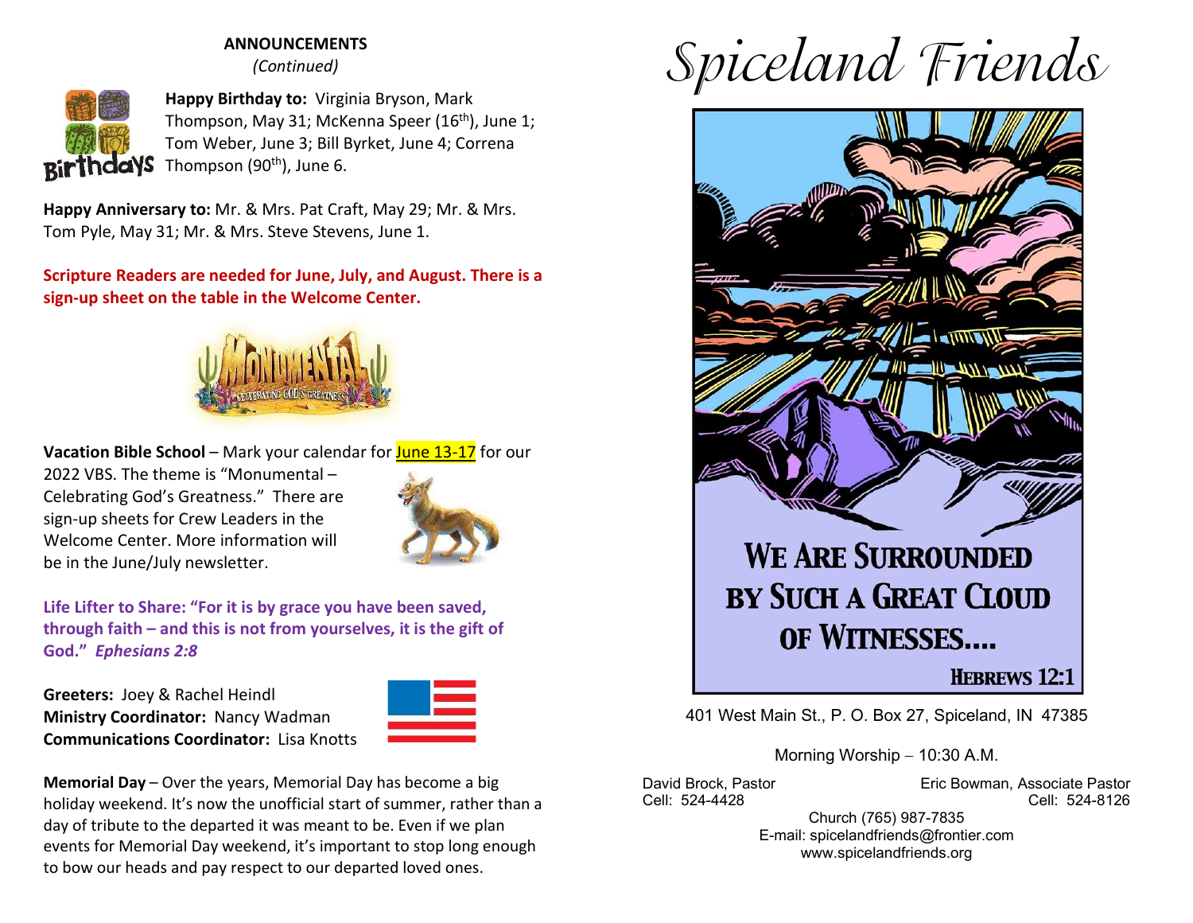## ANNOUNCEMENTS

*(Continued)*

**Happy Birthday to:** Virginia Bryson, Mark Thompson, May 31; McKenna Speer (16th), June 1; Tom Weber, June 3; Bill Byrket, June 4; Correna Thompson (90th), June 6.

**Happy Anniversary to:** Mr. & Mrs. Pat Craft, May 29; Mr. & Mrs. Tom Pyle, May 31; Mr. & Mrs. Steve Stevens, June 1.

**Scripture Readers are needed for June, July, and August. There is a sign-up sheet on the table in the Welcome Center.**

**Vacation Bible School** – Mark your calendar for June 13-17 for our 2022 VBS. The theme is "Monumental – Celebrating God's Greatness." There are sign-up sheets for Crew Leaders in the Welcome Center. More information will be in the June/July newsletter.

**Life Lifter to Share: "For it is by grace you have been saved, through faith – and this is not from yourselves, it is the gift of God."** ***Ephesians 2:8***

**Greeters:** Joey & Rachel Heindl
**Ministry Coordinator:** Nancy Wadman
**Communications Coordinator:** Lisa Knotts

**Memorial Day** – Over the years, Memorial Day has become a big holiday weekend. It's now the unofficial start of summer, rather than a day of tribute to the departed it was meant to be. Even if we plan events for Memorial Day weekend, it's important to stop long enough to bow our heads and pay respect to our departed loved ones.

# *Spiceland Friends*

**WE ARE SURROUNDED BY SUCH A GREAT CLOUD OF WITNESSES....**

**HEBREWS 12:1**

401 West Main St., P. O. Box 27, Spiceland, IN 47385

Morning Worship – 10:30 A.M.

David Brock, Pastor
Cell: 524-4428

Eric Bowman, Associate Pastor
Cell: 524-8126

Church (765) 987-7835
E-mail: spicelandfriends@frontier.com
www.spicelandfriends.org